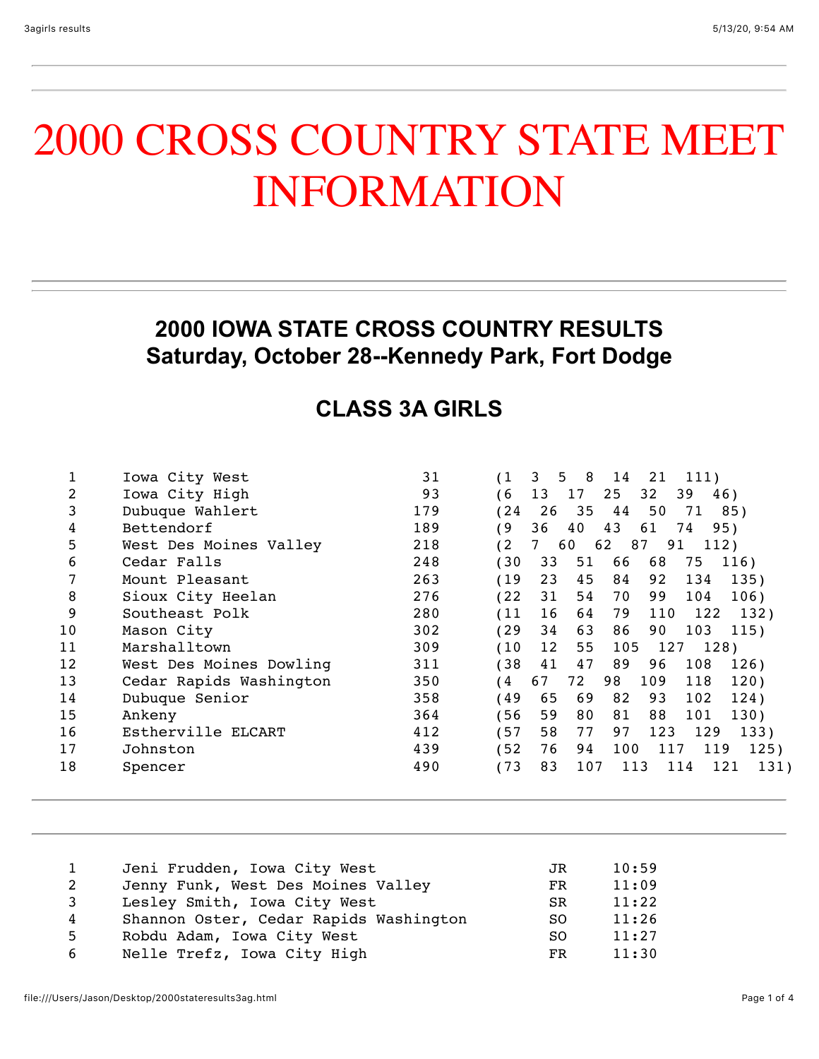# 2000 CROSS COUNTRY STATE MEET INFORMATION

## 2000 IOWA STATE CROSS COUNTRY RESULTS
## Saturday, October 28--Kennedy Park, Fort Dodge

## CLASS 3A GIRLS

| Place | Team | Score | Finishers |
|---|---|---|---|
| 1 | Iowa City West | 31 | (1 3 5 8 14 21 111) |
| 2 | Iowa City High | 93 | (6 13 17 25 32 39 46) |
| 3 | Dubuque Wahlert | 179 | (24 26 35 44 50 71 85) |
| 4 | Bettendorf | 189 | (9 36 40 43 61 74 95) |
| 5 | West Des Moines Valley | 218 | (2 7 60 62 87 91 112) |
| 6 | Cedar Falls | 248 | (30 33 51 66 68 75 116) |
| 7 | Mount Pleasant | 263 | (19 23 45 84 92 134 135) |
| 8 | Sioux City Heelan | 276 | (22 31 54 70 99 104 106) |
| 9 | Southeast Polk | 280 | (11 16 64 79 110 122 132) |
| 10 | Mason City | 302 | (29 34 63 86 90 103 115) |
| 11 | Marshalltown | 309 | (10 12 55 105 127 128) |
| 12 | West Des Moines Dowling | 311 | (38 41 47 89 96 108 126) |
| 13 | Cedar Rapids Washington | 350 | (4 67 72 98 109 118 120) |
| 14 | Dubuque Senior | 358 | (49 65 69 82 93 102 124) |
| 15 | Ankeny | 364 | (56 59 80 81 88 101 130) |
| 16 | Estherville ELCART | 412 | (57 58 77 97 123 129 133) |
| 17 | Johnston | 439 | (52 76 94 100 117 119 125) |
| 18 | Spencer | 490 | (73 83 107 113 114 121 131) |

| Place | Name, School | Year | Time |
|---|---|---|---|
| 1 | Jeni Frudden, Iowa City West | JR | 10:59 |
| 2 | Jenny Funk, West Des Moines Valley | FR | 11:09 |
| 3 | Lesley Smith, Iowa City West | SR | 11:22 |
| 4 | Shannon Oster, Cedar Rapids Washington | SO | 11:26 |
| 5 | Robdu Adam, Iowa City West | SO | 11:27 |
| 6 | Nelle Trefz, Iowa City High | FR | 11:30 |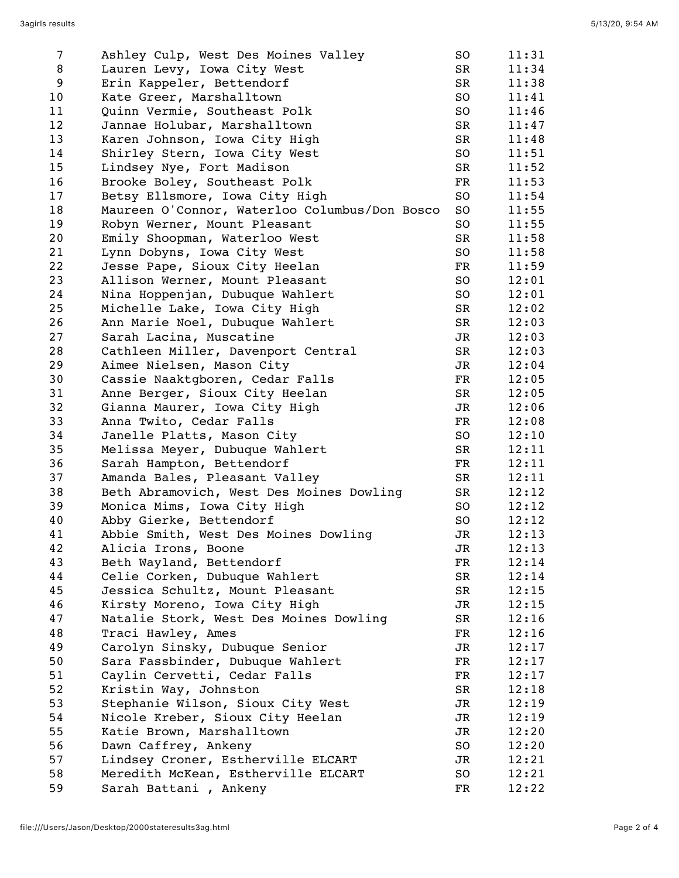| | | | |
|---|---|---|---|
| 7 | Ashley Culp, West Des Moines Valley | SO | 11:31 |
| 8 | Lauren Levy, Iowa City West | SR | 11:34 |
| 9 | Erin Kappeler, Bettendorf | SR | 11:38 |
| 10 | Kate Greer, Marshalltown | SO | 11:41 |
| 11 | Quinn Vermie, Southeast Polk | SO | 11:46 |
| 12 | Jannae Holubar, Marshalltown | SR | 11:47 |
| 13 | Karen Johnson, Iowa City High | SR | 11:48 |
| 14 | Shirley Stern, Iowa City West | SO | 11:51 |
| 15 | Lindsey Nye, Fort Madison | SR | 11:52 |
| 16 | Brooke Boley, Southeast Polk | FR | 11:53 |
| 17 | Betsy Ellsmore, Iowa City High | SO | 11:54 |
| 18 | Maureen O'Connor, Waterloo Columbus/Don Bosco | SO | 11:55 |
| 19 | Robyn Werner, Mount Pleasant | SO | 11:55 |
| 20 | Emily Shoopman, Waterloo West | SR | 11:58 |
| 21 | Lynn Dobyns, Iowa City West | SO | 11:58 |
| 22 | Jesse Pape, Sioux City Heelan | FR | 11:59 |
| 23 | Allison Werner, Mount Pleasant | SO | 12:01 |
| 24 | Nina Hoppenjan, Dubuque Wahlert | SO | 12:01 |
| 25 | Michelle Lake, Iowa City High | SR | 12:02 |
| 26 | Ann Marie Noel, Dubuque Wahlert | SR | 12:03 |
| 27 | Sarah Lacina, Muscatine | JR | 12:03 |
| 28 | Cathleen Miller, Davenport Central | SR | 12:03 |
| 29 | Aimee Nielsen, Mason City | JR | 12:04 |
| 30 | Cassie Naaktgboren, Cedar Falls | FR | 12:05 |
| 31 | Anne Berger, Sioux City Heelan | SR | 12:05 |
| 32 | Gianna Maurer, Iowa City High | JR | 12:06 |
| 33 | Anna Twito, Cedar Falls | FR | 12:08 |
| 34 | Janelle Platts, Mason City | SO | 12:10 |
| 35 | Melissa Meyer, Dubuque Wahlert | SR | 12:11 |
| 36 | Sarah Hampton, Bettendorf | FR | 12:11 |
| 37 | Amanda Bales, Pleasant Valley | SR | 12:11 |
| 38 | Beth Abramovich, West Des Moines Dowling | SR | 12:12 |
| 39 | Monica Mims, Iowa City High | SO | 12:12 |
| 40 | Abby Gierke, Bettendorf | SO | 12:12 |
| 41 | Abbie Smith, West Des Moines Dowling | JR | 12:13 |
| 42 | Alicia Irons, Boone | JR | 12:13 |
| 43 | Beth Wayland, Bettendorf | FR | 12:14 |
| 44 | Celie Corken, Dubuque Wahlert | SR | 12:14 |
| 45 | Jessica Schultz, Mount Pleasant | SR | 12:15 |
| 46 | Kirsty Moreno, Iowa City High | JR | 12:15 |
| 47 | Natalie Stork, West Des Moines Dowling | SR | 12:16 |
| 48 | Traci Hawley, Ames | FR | 12:16 |
| 49 | Carolyn Sinsky, Dubuque Senior | JR | 12:17 |
| 50 | Sara Fassbinder, Dubuque Wahlert | FR | 12:17 |
| 51 | Caylin Cervetti, Cedar Falls | FR | 12:17 |
| 52 | Kristin Way, Johnston | SR | 12:18 |
| 53 | Stephanie Wilson, Sioux City West | JR | 12:19 |
| 54 | Nicole Kreber, Sioux City Heelan | JR | 12:19 |
| 55 | Katie Brown, Marshalltown | JR | 12:20 |
| 56 | Dawn Caffrey, Ankeny | SO | 12:20 |
| 57 | Lindsey Croner, Estherville ELCART | JR | 12:21 |
| 58 | Meredith McKean, Estherville ELCART | SO | 12:21 |
| 59 | Sarah Battani , Ankeny | FR | 12:22 |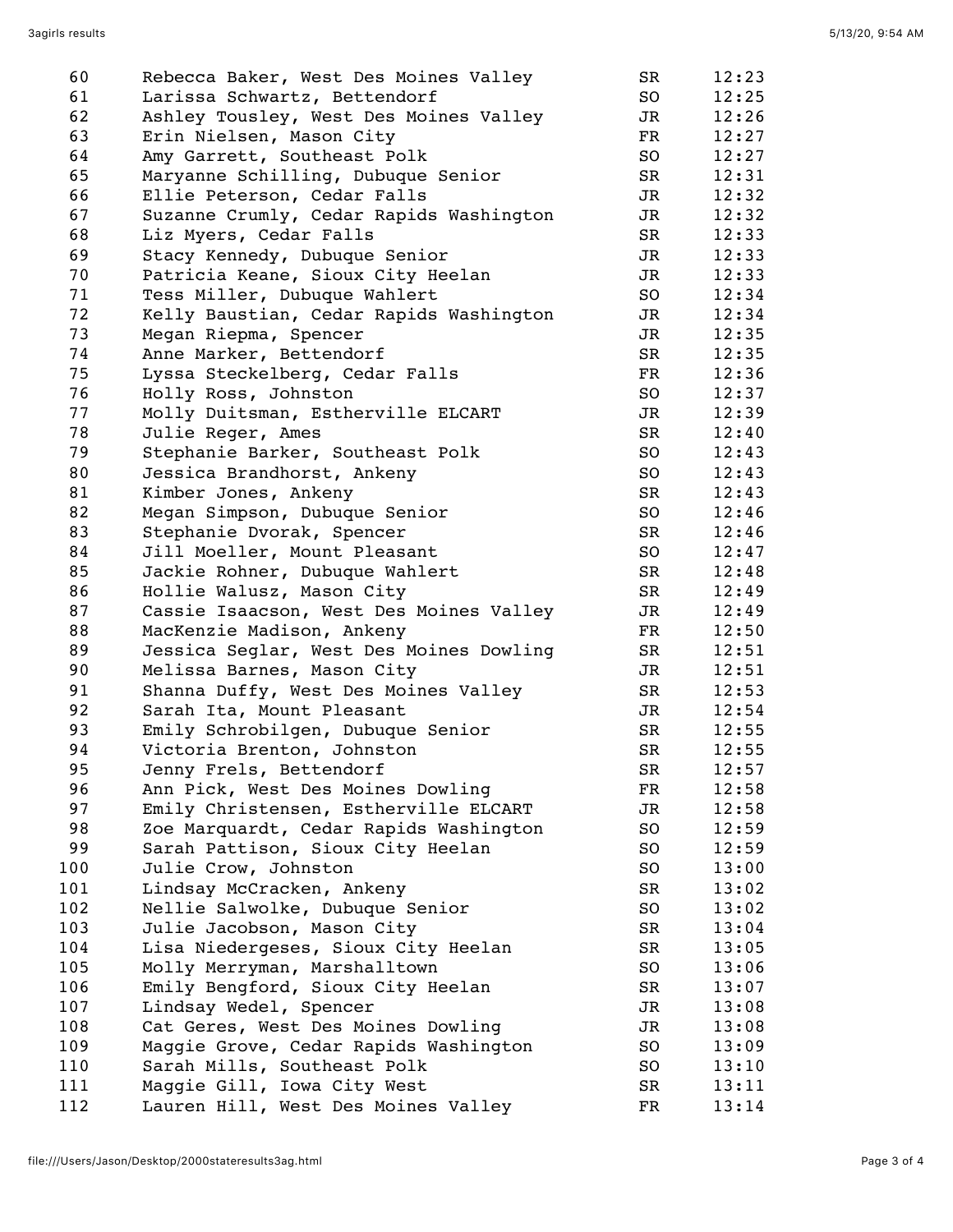| | | | |
|---|---|---|---|
| 60 | Rebecca Baker, West Des Moines Valley | SR | 12:23 |
| 61 | Larissa Schwartz, Bettendorf | SO | 12:25 |
| 62 | Ashley Tousley, West Des Moines Valley | JR | 12:26 |
| 63 | Erin Nielsen, Mason City | FR | 12:27 |
| 64 | Amy Garrett, Southeast Polk | SO | 12:27 |
| 65 | Maryanne Schilling, Dubuque Senior | SR | 12:31 |
| 66 | Ellie Peterson, Cedar Falls | JR | 12:32 |
| 67 | Suzanne Crumly, Cedar Rapids Washington | JR | 12:32 |
| 68 | Liz Myers, Cedar Falls | SR | 12:33 |
| 69 | Stacy Kennedy, Dubuque Senior | JR | 12:33 |
| 70 | Patricia Keane, Sioux City Heelan | JR | 12:33 |
| 71 | Tess Miller, Dubuque Wahlert | SO | 12:34 |
| 72 | Kelly Baustian, Cedar Rapids Washington | JR | 12:34 |
| 73 | Megan Riepma, Spencer | JR | 12:35 |
| 74 | Anne Marker, Bettendorf | SR | 12:35 |
| 75 | Lyssa Steckelberg, Cedar Falls | FR | 12:36 |
| 76 | Holly Ross, Johnston | SO | 12:37 |
| 77 | Molly Duitsman, Estherville ELCART | JR | 12:39 |
| 78 | Julie Reger, Ames | SR | 12:40 |
| 79 | Stephanie Barker, Southeast Polk | SO | 12:43 |
| 80 | Jessica Brandhorst, Ankeny | SO | 12:43 |
| 81 | Kimber Jones, Ankeny | SR | 12:43 |
| 82 | Megan Simpson, Dubuque Senior | SO | 12:46 |
| 83 | Stephanie Dvorak, Spencer | SR | 12:46 |
| 84 | Jill Moeller, Mount Pleasant | SO | 12:47 |
| 85 | Jackie Rohner, Dubuque Wahlert | SR | 12:48 |
| 86 | Hollie Walusz, Mason City | SR | 12:49 |
| 87 | Cassie Isaacson, West Des Moines Valley | JR | 12:49 |
| 88 | MacKenzie Madison, Ankeny | FR | 12:50 |
| 89 | Jessica Seglar, West Des Moines Dowling | SR | 12:51 |
| 90 | Melissa Barnes, Mason City | JR | 12:51 |
| 91 | Shanna Duffy, West Des Moines Valley | SR | 12:53 |
| 92 | Sarah Ita, Mount Pleasant | JR | 12:54 |
| 93 | Emily Schrobilgen, Dubuque Senior | SR | 12:55 |
| 94 | Victoria Brenton, Johnston | SR | 12:55 |
| 95 | Jenny Frels, Bettendorf | SR | 12:57 |
| 96 | Ann Pick, West Des Moines Dowling | FR | 12:58 |
| 97 | Emily Christensen, Estherville ELCART | JR | 12:58 |
| 98 | Zoe Marquardt, Cedar Rapids Washington | SO | 12:59 |
| 99 | Sarah Pattison, Sioux City Heelan | SO | 12:59 |
| 100 | Julie Crow, Johnston | SO | 13:00 |
| 101 | Lindsay McCracken, Ankeny | SR | 13:02 |
| 102 | Nellie Salwolke, Dubuque Senior | SO | 13:02 |
| 103 | Julie Jacobson, Mason City | SR | 13:04 |
| 104 | Lisa Niedergeses, Sioux City Heelan | SR | 13:05 |
| 105 | Molly Merryman, Marshalltown | SO | 13:06 |
| 106 | Emily Bengford, Sioux City Heelan | SR | 13:07 |
| 107 | Lindsay Wedel, Spencer | JR | 13:08 |
| 108 | Cat Geres, West Des Moines Dowling | JR | 13:08 |
| 109 | Maggie Grove, Cedar Rapids Washington | SO | 13:09 |
| 110 | Sarah Mills, Southeast Polk | SO | 13:10 |
| 111 | Maggie Gill, Iowa City West | SR | 13:11 |
| 112 | Lauren Hill, West Des Moines Valley | FR | 13:14 |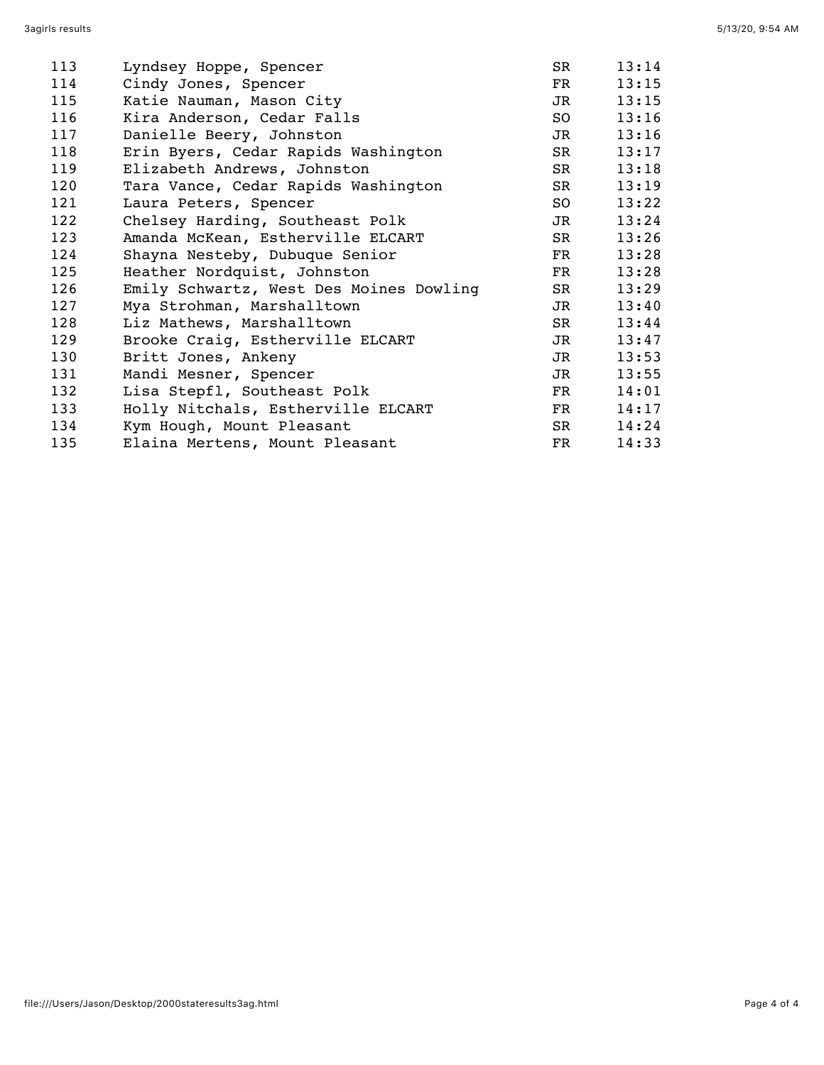| | | | |
|---|---|---|---|
| 113 | Lyndsey Hoppe, Spencer | SR | 13:14 |
| 114 | Cindy Jones, Spencer | FR | 13:15 |
| 115 | Katie Nauman, Mason City | JR | 13:15 |
| 116 | Kira Anderson, Cedar Falls | SO | 13:16 |
| 117 | Danielle Beery, Johnston | JR | 13:16 |
| 118 | Erin Byers, Cedar Rapids Washington | SR | 13:17 |
| 119 | Elizabeth Andrews, Johnston | SR | 13:18 |
| 120 | Tara Vance, Cedar Rapids Washington | SR | 13:19 |
| 121 | Laura Peters, Spencer | SO | 13:22 |
| 122 | Chelsey Harding, Southeast Polk | JR | 13:24 |
| 123 | Amanda McKean, Estherville ELCART | SR | 13:26 |
| 124 | Shayna Nesteby, Dubuque Senior | FR | 13:28 |
| 125 | Heather Nordquist, Johnston | FR | 13:28 |
| 126 | Emily Schwartz, West Des Moines Dowling | SR | 13:29 |
| 127 | Mya Strohman, Marshalltown | JR | 13:40 |
| 128 | Liz Mathews, Marshalltown | SR | 13:44 |
| 129 | Brooke Craig, Estherville ELCART | JR | 13:47 |
| 130 | Britt Jones, Ankeny | JR | 13:53 |
| 131 | Mandi Mesner, Spencer | JR | 13:55 |
| 132 | Lisa Stepfl, Southeast Polk | FR | 14:01 |
| 133 | Holly Nitchals, Estherville ELCART | FR | 14:17 |
| 134 | Kym Hough, Mount Pleasant | SR | 14:24 |
| 135 | Elaina Mertens, Mount Pleasant | FR | 14:33 |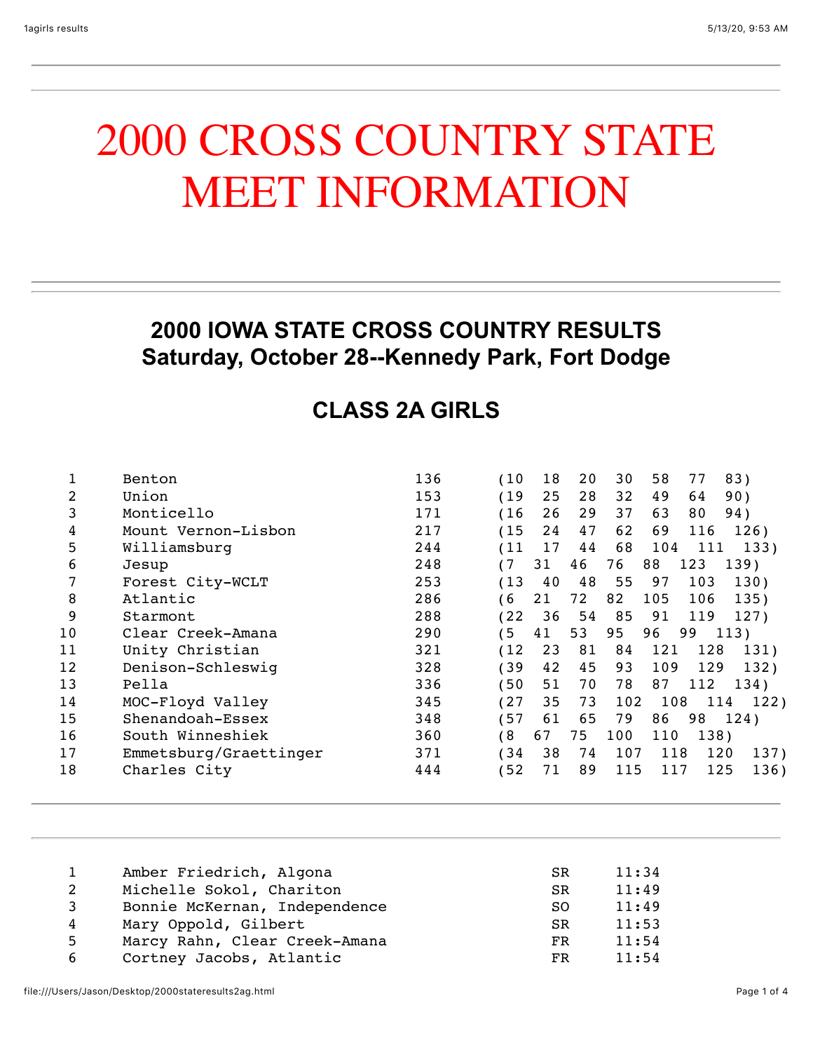# 2000 CROSS COUNTRY STATE MEET INFORMATION

---

## 2000 IOWA STATE CROSS COUNTRY RESULTS
## Saturday, October 28--Kennedy Park, Fort Dodge

### CLASS 2A GIRLS

| Place | Team | Score | Finishes |
|---|---|---|---|
| 1 | Benton | 136 | (10 18 20 30 58 77 83) |
| 2 | Union | 153 | (19 25 28 32 49 64 90) |
| 3 | Monticello | 171 | (16 26 29 37 63 80 94) |
| 4 | Mount Vernon-Lisbon | 217 | (15 24 47 62 69 116 126) |
| 5 | Williamsburg | 244 | (11 17 44 68 104 111 133) |
| 6 | Jesup | 248 | (7 31 46 76 88 123 139) |
| 7 | Forest City-WCLT | 253 | (13 40 48 55 97 103 130) |
| 8 | Atlantic | 286 | (6 21 72 82 105 106 135) |
| 9 | Starmont | 288 | (22 36 54 85 91 119 127) |
| 10 | Clear Creek-Amana | 290 | (5 41 53 95 96 99 113) |
| 11 | Unity Christian | 321 | (12 23 81 84 121 128 131) |
| 12 | Denison-Schleswig | 328 | (39 42 45 93 109 129 132) |
| 13 | Pella | 336 | (50 51 70 78 87 112 134) |
| 14 | MOC-Floyd Valley | 345 | (27 35 73 102 108 114 122) |
| 15 | Shenandoah-Essex | 348 | (57 61 65 79 86 98 124) |
| 16 | South Winneshiek | 360 | (8 67 75 100 110 138) |
| 17 | Emmetsburg/Graettinger | 371 | (34 38 74 107 118 120 137) |
| 18 | Charles City | 444 | (52 71 89 115 117 125 136) |

---

| Place | Name, School | Year | Time |
|---|---|---|---|
| 1 | Amber Friedrich, Algona | SR | 11:34 |
| 2 | Michelle Sokol, Chariton | SR | 11:49 |
| 3 | Bonnie McKernan, Independence | SO | 11:49 |
| 4 | Mary Oppold, Gilbert | SR | 11:53 |
| 5 | Marcy Rahn, Clear Creek-Amana | FR | 11:54 |
| 6 | Cortney Jacobs, Atlantic | FR | 11:54 |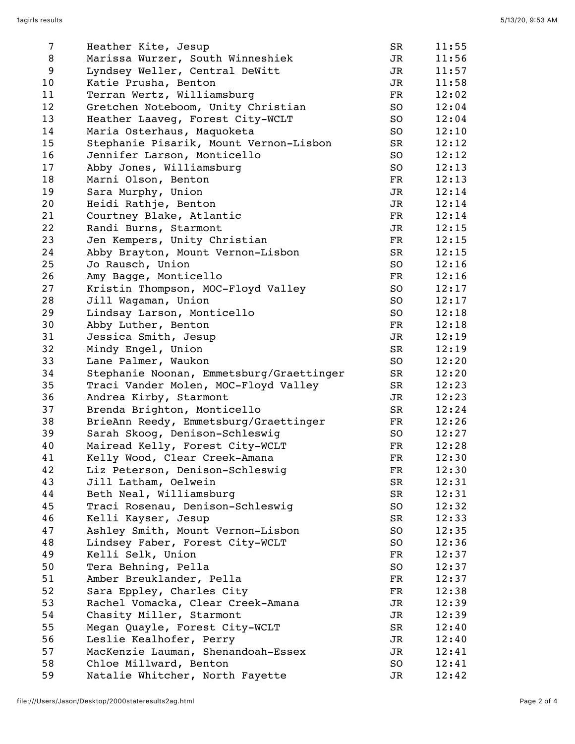| | | | |
|---|---|---|---|
| 7 | Heather Kite, Jesup | SR | 11:55 |
| 8 | Marissa Wurzer, South Winneshiek | JR | 11:56 |
| 9 | Lyndsey Weller, Central DeWitt | JR | 11:57 |
| 10 | Katie Prusha, Benton | JR | 11:58 |
| 11 | Terran Wertz, Williamsburg | FR | 12:02 |
| 12 | Gretchen Noteboom, Unity Christian | SO | 12:04 |
| 13 | Heather Laaveg, Forest City-WCLT | SO | 12:04 |
| 14 | Maria Osterhaus, Maquoketa | SO | 12:10 |
| 15 | Stephanie Pisarik, Mount Vernon-Lisbon | SR | 12:12 |
| 16 | Jennifer Larson, Monticello | SO | 12:12 |
| 17 | Abby Jones, Williamsburg | SO | 12:13 |
| 18 | Marni Olson, Benton | FR | 12:13 |
| 19 | Sara Murphy, Union | JR | 12:14 |
| 20 | Heidi Rathje, Benton | JR | 12:14 |
| 21 | Courtney Blake, Atlantic | FR | 12:14 |
| 22 | Randi Burns, Starmont | JR | 12:15 |
| 23 | Jen Kempers, Unity Christian | FR | 12:15 |
| 24 | Abby Brayton, Mount Vernon-Lisbon | SR | 12:15 |
| 25 | Jo Rausch, Union | SO | 12:16 |
| 26 | Amy Bagge, Monticello | FR | 12:16 |
| 27 | Kristin Thompson, MOC-Floyd Valley | SO | 12:17 |
| 28 | Jill Wagaman, Union | SO | 12:17 |
| 29 | Lindsay Larson, Monticello | SO | 12:18 |
| 30 | Abby Luther, Benton | FR | 12:18 |
| 31 | Jessica Smith, Jesup | JR | 12:19 |
| 32 | Mindy Engel, Union | SR | 12:19 |
| 33 | Lane Palmer, Waukon | SO | 12:20 |
| 34 | Stephanie Noonan, Emmetsburg/Graettinger | SR | 12:20 |
| 35 | Traci Vander Molen, MOC-Floyd Valley | SR | 12:23 |
| 36 | Andrea Kirby, Starmont | JR | 12:23 |
| 37 | Brenda Brighton, Monticello | SR | 12:24 |
| 38 | BrieAnn Reedy, Emmetsburg/Graettinger | FR | 12:26 |
| 39 | Sarah Skoog, Denison-Schleswig | SO | 12:27 |
| 40 | Mairead Kelly, Forest City-WCLT | FR | 12:28 |
| 41 | Kelly Wood, Clear Creek-Amana | FR | 12:30 |
| 42 | Liz Peterson, Denison-Schleswig | FR | 12:30 |
| 43 | Jill Latham, Oelwein | SR | 12:31 |
| 44 | Beth Neal, Williamsburg | SR | 12:31 |
| 45 | Traci Rosenau, Denison-Schleswig | SO | 12:32 |
| 46 | Kelli Kayser, Jesup | SR | 12:33 |
| 47 | Ashley Smith, Mount Vernon-Lisbon | SO | 12:35 |
| 48 | Lindsey Faber, Forest City-WCLT | SO | 12:36 |
| 49 | Kelli Selk, Union | FR | 12:37 |
| 50 | Tera Behning, Pella | SO | 12:37 |
| 51 | Amber Breuklander, Pella | FR | 12:37 |
| 52 | Sara Eppley, Charles City | FR | 12:38 |
| 53 | Rachel Vomacka, Clear Creek-Amana | JR | 12:39 |
| 54 | Chasity Miller, Starmont | JR | 12:39 |
| 55 | Megan Quayle, Forest City-WCLT | SR | 12:40 |
| 56 | Leslie Kealhofer, Perry | JR | 12:40 |
| 57 | MacKenzie Lauman, Shenandoah-Essex | JR | 12:41 |
| 58 | Chloe Millward, Benton | SO | 12:41 |
| 59 | Natalie Whitcher, North Fayette | JR | 12:42 |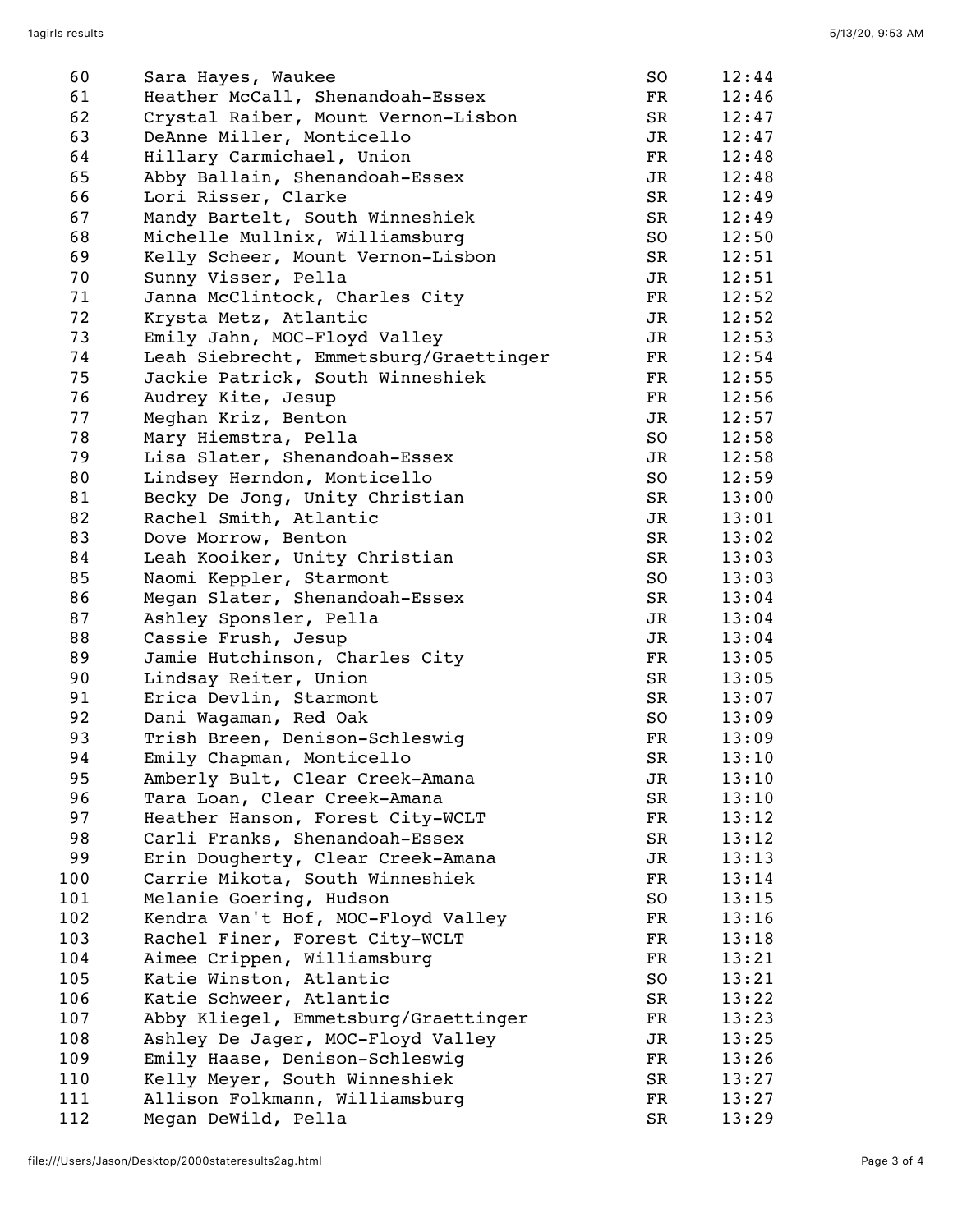| | | | |
|---|---|---|---|
| 60 | Sara Hayes, Waukee | SO | 12:44 |
| 61 | Heather McCall, Shenandoah-Essex | FR | 12:46 |
| 62 | Crystal Raiber, Mount Vernon-Lisbon | SR | 12:47 |
| 63 | DeAnne Miller, Monticello | JR | 12:47 |
| 64 | Hillary Carmichael, Union | FR | 12:48 |
| 65 | Abby Ballain, Shenandoah-Essex | JR | 12:48 |
| 66 | Lori Risser, Clarke | SR | 12:49 |
| 67 | Mandy Bartelt, South Winneshiek | SR | 12:49 |
| 68 | Michelle Mullnix, Williamsburg | SO | 12:50 |
| 69 | Kelly Scheer, Mount Vernon-Lisbon | SR | 12:51 |
| 70 | Sunny Visser, Pella | JR | 12:51 |
| 71 | Janna McClintock, Charles City | FR | 12:52 |
| 72 | Krysta Metz, Atlantic | JR | 12:52 |
| 73 | Emily Jahn, MOC-Floyd Valley | JR | 12:53 |
| 74 | Leah Siebrecht, Emmetsburg/Graettinger | FR | 12:54 |
| 75 | Jackie Patrick, South Winneshiek | FR | 12:55 |
| 76 | Audrey Kite, Jesup | FR | 12:56 |
| 77 | Meghan Kriz, Benton | JR | 12:57 |
| 78 | Mary Hiemstra, Pella | SO | 12:58 |
| 79 | Lisa Slater, Shenandoah-Essex | JR | 12:58 |
| 80 | Lindsey Herndon, Monticello | SO | 12:59 |
| 81 | Becky De Jong, Unity Christian | SR | 13:00 |
| 82 | Rachel Smith, Atlantic | JR | 13:01 |
| 83 | Dove Morrow, Benton | SR | 13:02 |
| 84 | Leah Kooiker, Unity Christian | SR | 13:03 |
| 85 | Naomi Keppler, Starmont | SO | 13:03 |
| 86 | Megan Slater, Shenandoah-Essex | SR | 13:04 |
| 87 | Ashley Sponsler, Pella | JR | 13:04 |
| 88 | Cassie Frush, Jesup | JR | 13:04 |
| 89 | Jamie Hutchinson, Charles City | FR | 13:05 |
| 90 | Lindsay Reiter, Union | SR | 13:05 |
| 91 | Erica Devlin, Starmont | SR | 13:07 |
| 92 | Dani Wagaman, Red Oak | SO | 13:09 |
| 93 | Trish Breen, Denison-Schleswig | FR | 13:09 |
| 94 | Emily Chapman, Monticello | SR | 13:10 |
| 95 | Amberly Bult, Clear Creek-Amana | JR | 13:10 |
| 96 | Tara Loan, Clear Creek-Amana | SR | 13:10 |
| 97 | Heather Hanson, Forest City-WCLT | FR | 13:12 |
| 98 | Carli Franks, Shenandoah-Essex | SR | 13:12 |
| 99 | Erin Dougherty, Clear Creek-Amana | JR | 13:13 |
| 100 | Carrie Mikota, South Winneshiek | FR | 13:14 |
| 101 | Melanie Goering, Hudson | SO | 13:15 |
| 102 | Kendra Van't Hof, MOC-Floyd Valley | FR | 13:16 |
| 103 | Rachel Finer, Forest City-WCLT | FR | 13:18 |
| 104 | Aimee Crippen, Williamsburg | FR | 13:21 |
| 105 | Katie Winston, Atlantic | SO | 13:21 |
| 106 | Katie Schweer, Atlantic | SR | 13:22 |
| 107 | Abby Kliegel, Emmetsburg/Graettinger | FR | 13:23 |
| 108 | Ashley De Jager, MOC-Floyd Valley | JR | 13:25 |
| 109 | Emily Haase, Denison-Schleswig | FR | 13:26 |
| 110 | Kelly Meyer, South Winneshiek | SR | 13:27 |
| 111 | Allison Folkmann, Williamsburg | FR | 13:27 |
| 112 | Megan DeWild, Pella | SR | 13:29 |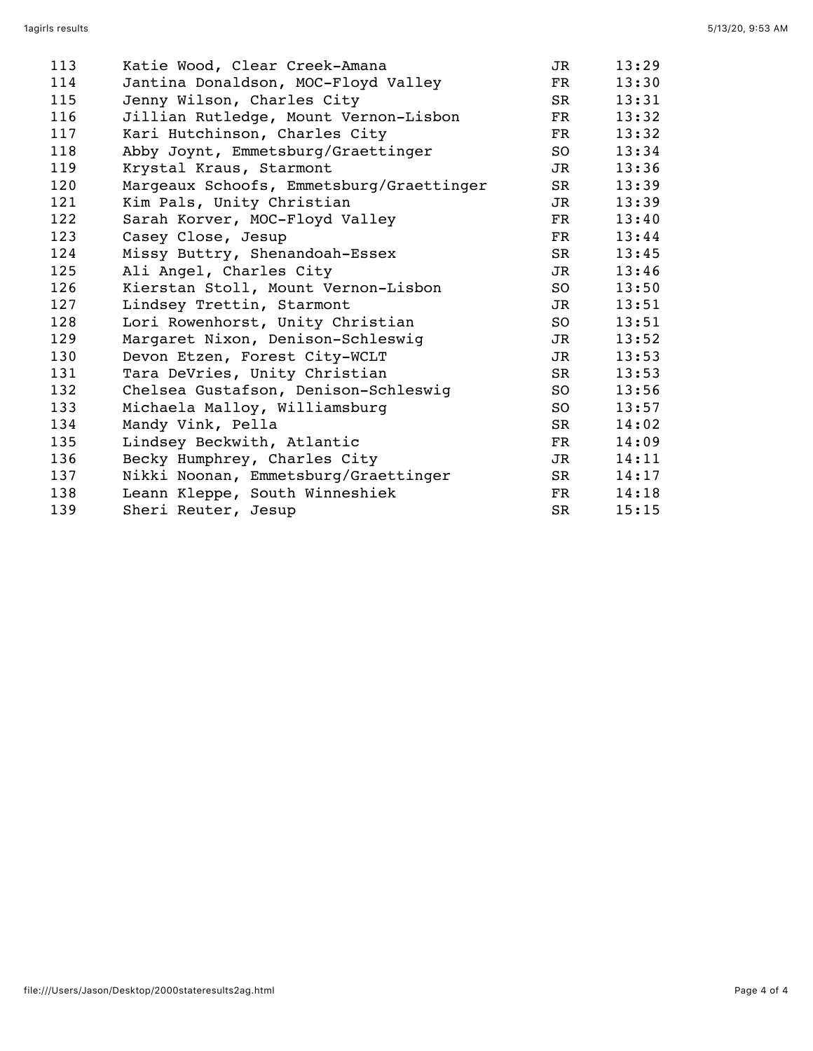```
113     Katie Wood, Clear Creek-Amana                JR      13:29
114     Jantina Donaldson, MOC-Floyd Valley          FR      13:30
115     Jenny Wilson, Charles City                   SR      13:31
116     Jillian Rutledge, Mount Vernon-Lisbon        FR      13:32
117     Kari Hutchinson, Charles City                FR      13:32
118     Abby Joynt, Emmetsburg/Graettinger           SO      13:34
119     Krystal Kraus, Starmont                      JR      13:36
120     Margeaux Schoofs, Emmetsburg/Graettinger     SR      13:39
121     Kim Pals, Unity Christian                    JR      13:39
122     Sarah Korver, MOC-Floyd Valley               FR      13:40
123     Casey Close, Jesup                           FR      13:44
124     Missy Buttry, Shenandoah-Essex               SR      13:45
125     Ali Angel, Charles City                      JR      13:46
126     Kierstan Stoll, Mount Vernon-Lisbon          SO      13:50
127     Lindsey Trettin, Starmont                    JR      13:51
128     Lori Rowenhorst, Unity Christian             SO      13:51
129     Margaret Nixon, Denison-Schleswig            JR      13:52
130     Devon Etzen, Forest City-WCLT                JR      13:53
131     Tara DeVries, Unity Christian                SR      13:53
132     Chelsea Gustafson, Denison-Schleswig         SO      13:56
133     Michaela Malloy, Williamsburg                SO      13:57
134     Mandy Vink, Pella                            SR      14:02
135     Lindsey Beckwith, Atlantic                   FR      14:09
136     Becky Humphrey, Charles City                 JR      14:11
137     Nikki Noonan, Emmetsburg/Graettinger         SR      14:17
138     Leann Kleppe, South Winneshiek               FR      14:18
139     Sheri Reuter, Jesup                          SR      15:15
```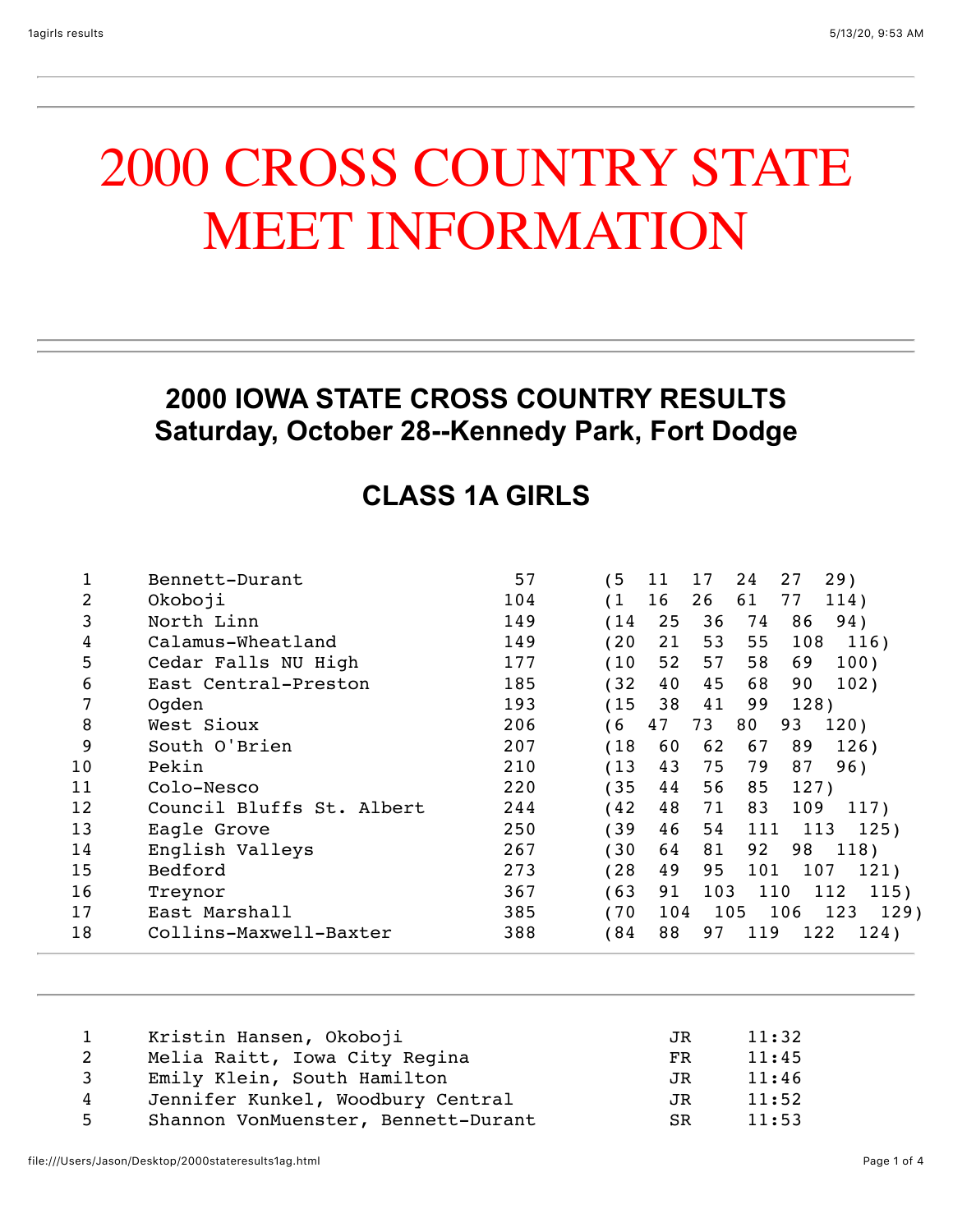# 2000 CROSS COUNTRY STATE MEET INFORMATION

## 2000 IOWA STATE CROSS COUNTRY RESULTS
## Saturday, October 28--Kennedy Park, Fort Dodge

### CLASS 1A GIRLS

| Place | Team | Score | Runners |
|---|---|---|---|
| 1 | Bennett-Durant | 57 | (5 11 17 24 27 29) |
| 2 | Okoboji | 104 | (1 16 26 61 77 114) |
| 3 | North Linn | 149 | (14 25 36 74 86 94) |
| 4 | Calamus-Wheatland | 149 | (20 21 53 55 108 116) |
| 5 | Cedar Falls NU High | 177 | (10 52 57 58 69 100) |
| 6 | East Central-Preston | 185 | (32 40 45 68 90 102) |
| 7 | Ogden | 193 | (15 38 41 99 128) |
| 8 | West Sioux | 206 | (6 47 73 80 93 120) |
| 9 | South O'Brien | 207 | (18 60 62 67 89 126) |
| 10 | Pekin | 210 | (13 43 75 79 87 96) |
| 11 | Colo-Nesco | 220 | (35 44 56 85 127) |
| 12 | Council Bluffs St. Albert | 244 | (42 48 71 83 109 117) |
| 13 | Eagle Grove | 250 | (39 46 54 111 113 125) |
| 14 | English Valleys | 267 | (30 64 81 92 98 118) |
| 15 | Bedford | 273 | (28 49 95 101 107 121) |
| 16 | Treynor | 367 | (63 91 103 110 112 115) |
| 17 | East Marshall | 385 | (70 104 105 106 123 129) |
| 18 | Collins-Maxwell-Baxter | 388 | (84 88 97 119 122 124) |

| Place | Name, School | Year | Time |
|---|---|---|---|
| 1 | Kristin Hansen, Okoboji | JR | 11:32 |
| 2 | Melia Raitt, Iowa City Regina | FR | 11:45 |
| 3 | Emily Klein, South Hamilton | JR | 11:46 |
| 4 | Jennifer Kunkel, Woodbury Central | JR | 11:52 |
| 5 | Shannon VonMuenster, Bennett-Durant | SR | 11:53 |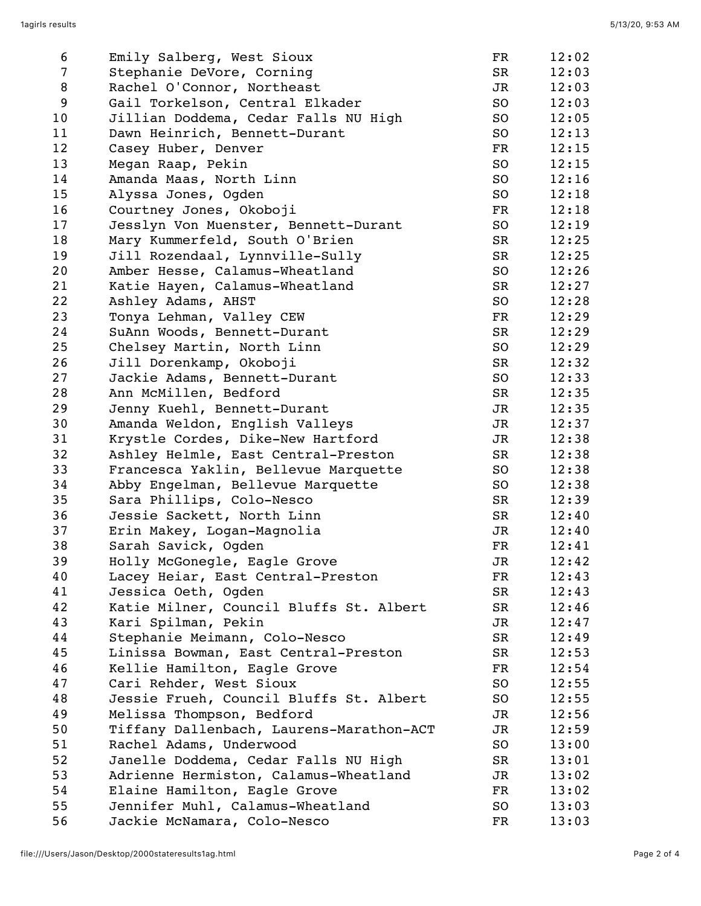| | | | |
|---|---|---|---|
| 6 | Emily Salberg, West Sioux | FR | 12:02 |
| 7 | Stephanie DeVore, Corning | SR | 12:03 |
| 8 | Rachel O'Connor, Northeast | JR | 12:03 |
| 9 | Gail Torkelson, Central Elkader | SO | 12:03 |
| 10 | Jillian Doddema, Cedar Falls NU High | SO | 12:05 |
| 11 | Dawn Heinrich, Bennett-Durant | SO | 12:13 |
| 12 | Casey Huber, Denver | FR | 12:15 |
| 13 | Megan Raap, Pekin | SO | 12:15 |
| 14 | Amanda Maas, North Linn | SO | 12:16 |
| 15 | Alyssa Jones, Ogden | SO | 12:18 |
| 16 | Courtney Jones, Okoboji | FR | 12:18 |
| 17 | Jesslyn Von Muenster, Bennett-Durant | SO | 12:19 |
| 18 | Mary Kummerfeld, South O'Brien | SR | 12:25 |
| 19 | Jill Rozendaal, Lynnville-Sully | SR | 12:25 |
| 20 | Amber Hesse, Calamus-Wheatland | SO | 12:26 |
| 21 | Katie Hayen, Calamus-Wheatland | SR | 12:27 |
| 22 | Ashley Adams, AHST | SO | 12:28 |
| 23 | Tonya Lehman, Valley CEW | FR | 12:29 |
| 24 | SuAnn Woods, Bennett-Durant | SR | 12:29 |
| 25 | Chelsey Martin, North Linn | SO | 12:29 |
| 26 | Jill Dorenkamp, Okoboji | SR | 12:32 |
| 27 | Jackie Adams, Bennett-Durant | SO | 12:33 |
| 28 | Ann McMillen, Bedford | SR | 12:35 |
| 29 | Jenny Kuehl, Bennett-Durant | JR | 12:35 |
| 30 | Amanda Weldon, English Valleys | JR | 12:37 |
| 31 | Krystle Cordes, Dike-New Hartford | JR | 12:38 |
| 32 | Ashley Helmle, East Central-Preston | SR | 12:38 |
| 33 | Francesca Yaklin, Bellevue Marquette | SO | 12:38 |
| 34 | Abby Engelman, Bellevue Marquette | SO | 12:38 |
| 35 | Sara Phillips, Colo-Nesco | SR | 12:39 |
| 36 | Jessie Sackett, North Linn | SR | 12:40 |
| 37 | Erin Makey, Logan-Magnolia | JR | 12:40 |
| 38 | Sarah Savick, Ogden | FR | 12:41 |
| 39 | Holly McGonegle, Eagle Grove | JR | 12:42 |
| 40 | Lacey Heiar, East Central-Preston | FR | 12:43 |
| 41 | Jessica Oeth, Ogden | SR | 12:43 |
| 42 | Katie Milner, Council Bluffs St. Albert | SR | 12:46 |
| 43 | Kari Spilman, Pekin | JR | 12:47 |
| 44 | Stephanie Meimann, Colo-Nesco | SR | 12:49 |
| 45 | Linissa Bowman, East Central-Preston | SR | 12:53 |
| 46 | Kellie Hamilton, Eagle Grove | FR | 12:54 |
| 47 | Cari Rehder, West Sioux | SO | 12:55 |
| 48 | Jessie Frueh, Council Bluffs St. Albert | SO | 12:55 |
| 49 | Melissa Thompson, Bedford | JR | 12:56 |
| 50 | Tiffany Dallenbach, Laurens-Marathon-ACT | JR | 12:59 |
| 51 | Rachel Adams, Underwood | SO | 13:00 |
| 52 | Janelle Doddema, Cedar Falls NU High | SR | 13:01 |
| 53 | Adrienne Hermiston, Calamus-Wheatland | JR | 13:02 |
| 54 | Elaine Hamilton, Eagle Grove | FR | 13:02 |
| 55 | Jennifer Muhl, Calamus-Wheatland | SO | 13:03 |
| 56 | Jackie McNamara, Colo-Nesco | FR | 13:03 |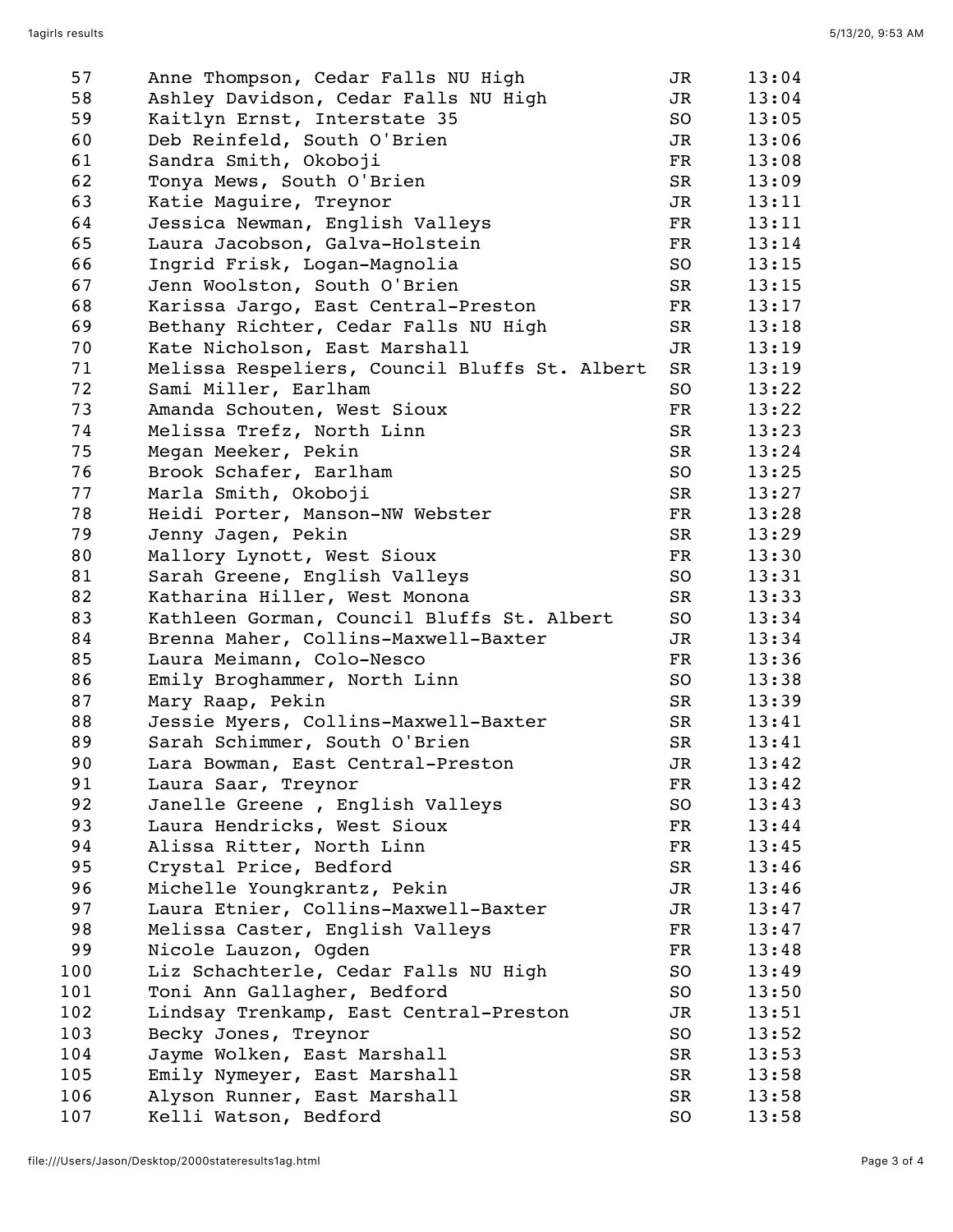| Place | Name, School | Year | Time |
|---|---|---|---|
| 57 | Anne Thompson, Cedar Falls NU High | JR | 13:04 |
| 58 | Ashley Davidson, Cedar Falls NU High | JR | 13:04 |
| 59 | Kaitlyn Ernst, Interstate 35 | SO | 13:05 |
| 60 | Deb Reinfeld, South O'Brien | JR | 13:06 |
| 61 | Sandra Smith, Okoboji | FR | 13:08 |
| 62 | Tonya Mews, South O'Brien | SR | 13:09 |
| 63 | Katie Maguire, Treynor | JR | 13:11 |
| 64 | Jessica Newman, English Valleys | FR | 13:11 |
| 65 | Laura Jacobson, Galva-Holstein | FR | 13:14 |
| 66 | Ingrid Frisk, Logan-Magnolia | SO | 13:15 |
| 67 | Jenn Woolston, South O'Brien | SR | 13:15 |
| 68 | Karissa Jargo, East Central-Preston | FR | 13:17 |
| 69 | Bethany Richter, Cedar Falls NU High | SR | 13:18 |
| 70 | Kate Nicholson, East Marshall | JR | 13:19 |
| 71 | Melissa Respeliers, Council Bluffs St. Albert | SR | 13:19 |
| 72 | Sami Miller, Earlham | SO | 13:22 |
| 73 | Amanda Schouten, West Sioux | FR | 13:22 |
| 74 | Melissa Trefz, North Linn | SR | 13:23 |
| 75 | Megan Meeker, Pekin | SR | 13:24 |
| 76 | Brook Schafer, Earlham | SO | 13:25 |
| 77 | Marla Smith, Okoboji | SR | 13:27 |
| 78 | Heidi Porter, Manson-NW Webster | FR | 13:28 |
| 79 | Jenny Jagen, Pekin | SR | 13:29 |
| 80 | Mallory Lynott, West Sioux | FR | 13:30 |
| 81 | Sarah Greene, English Valleys | SO | 13:31 |
| 82 | Katharina Hiller, West Monona | SR | 13:33 |
| 83 | Kathleen Gorman, Council Bluffs St. Albert | SO | 13:34 |
| 84 | Brenna Maher, Collins-Maxwell-Baxter | JR | 13:34 |
| 85 | Laura Meimann, Colo-Nesco | FR | 13:36 |
| 86 | Emily Broghammer, North Linn | SO | 13:38 |
| 87 | Mary Raap, Pekin | SR | 13:39 |
| 88 | Jessie Myers, Collins-Maxwell-Baxter | SR | 13:41 |
| 89 | Sarah Schimmer, South O'Brien | SR | 13:41 |
| 90 | Lara Bowman, East Central-Preston | JR | 13:42 |
| 91 | Laura Saar, Treynor | FR | 13:42 |
| 92 | Janelle Greene , English Valleys | SO | 13:43 |
| 93 | Laura Hendricks, West Sioux | FR | 13:44 |
| 94 | Alissa Ritter, North Linn | FR | 13:45 |
| 95 | Crystal Price, Bedford | SR | 13:46 |
| 96 | Michelle Youngkrantz, Pekin | JR | 13:46 |
| 97 | Laura Etnier, Collins-Maxwell-Baxter | JR | 13:47 |
| 98 | Melissa Caster, English Valleys | FR | 13:47 |
| 99 | Nicole Lauzon, Ogden | FR | 13:48 |
| 100 | Liz Schachterle, Cedar Falls NU High | SO | 13:49 |
| 101 | Toni Ann Gallagher, Bedford | SO | 13:50 |
| 102 | Lindsay Trenkamp, East Central-Preston | JR | 13:51 |
| 103 | Becky Jones, Treynor | SO | 13:52 |
| 104 | Jayme Wolken, East Marshall | SR | 13:53 |
| 105 | Emily Nymeyer, East Marshall | SR | 13:58 |
| 106 | Alyson Runner, East Marshall | SR | 13:58 |
| 107 | Kelli Watson, Bedford | SO | 13:58 |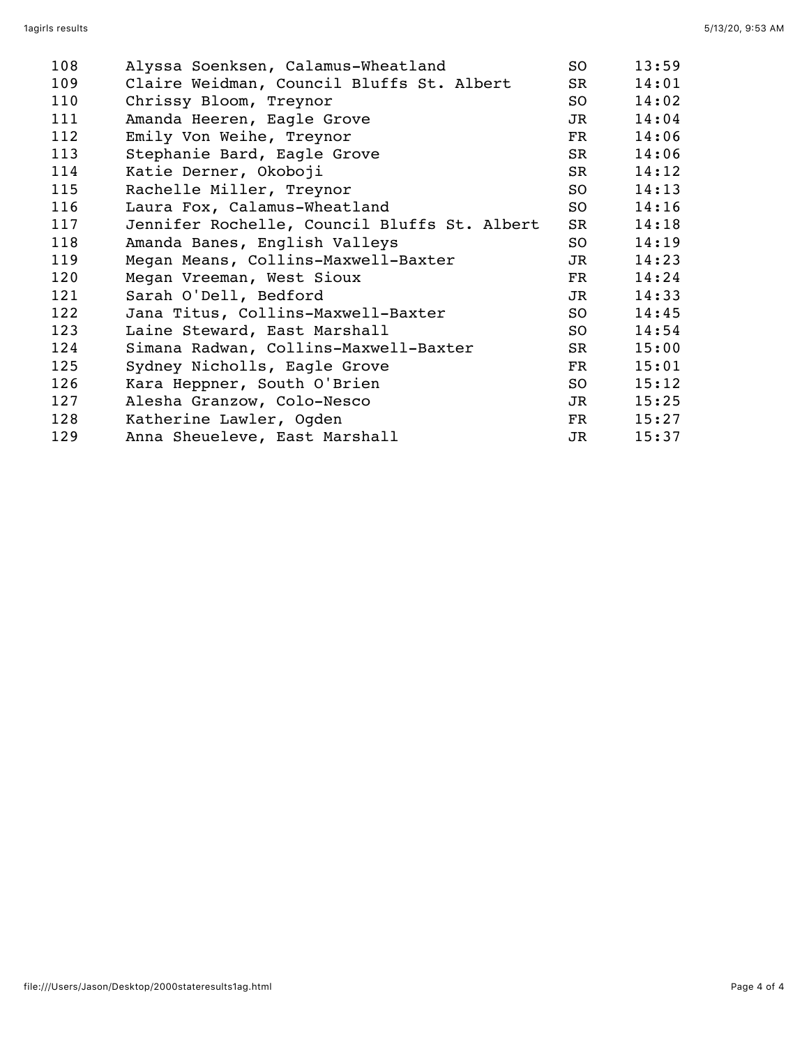| | | | |
|---|---|---|---|
| 108 | Alyssa Soenksen, Calamus-Wheatland | SO | 13:59 |
| 109 | Claire Weidman, Council Bluffs St. Albert | SR | 14:01 |
| 110 | Chrissy Bloom, Treynor | SO | 14:02 |
| 111 | Amanda Heeren, Eagle Grove | JR | 14:04 |
| 112 | Emily Von Weihe, Treynor | FR | 14:06 |
| 113 | Stephanie Bard, Eagle Grove | SR | 14:06 |
| 114 | Katie Derner, Okoboji | SR | 14:12 |
| 115 | Rachelle Miller, Treynor | SO | 14:13 |
| 116 | Laura Fox, Calamus-Wheatland | SO | 14:16 |
| 117 | Jennifer Rochelle, Council Bluffs St. Albert | SR | 14:18 |
| 118 | Amanda Banes, English Valleys | SO | 14:19 |
| 119 | Megan Means, Collins-Maxwell-Baxter | JR | 14:23 |
| 120 | Megan Vreeman, West Sioux | FR | 14:24 |
| 121 | Sarah O'Dell, Bedford | JR | 14:33 |
| 122 | Jana Titus, Collins-Maxwell-Baxter | SO | 14:45 |
| 123 | Laine Steward, East Marshall | SO | 14:54 |
| 124 | Simana Radwan, Collins-Maxwell-Baxter | SR | 15:00 |
| 125 | Sydney Nicholls, Eagle Grove | FR | 15:01 |
| 126 | Kara Heppner, South O'Brien | SO | 15:12 |
| 127 | Alesha Granzow, Colo-Nesco | JR | 15:25 |
| 128 | Katherine Lawler, Ogden | FR | 15:27 |
| 129 | Anna Sheueleve, East Marshall | JR | 15:37 |